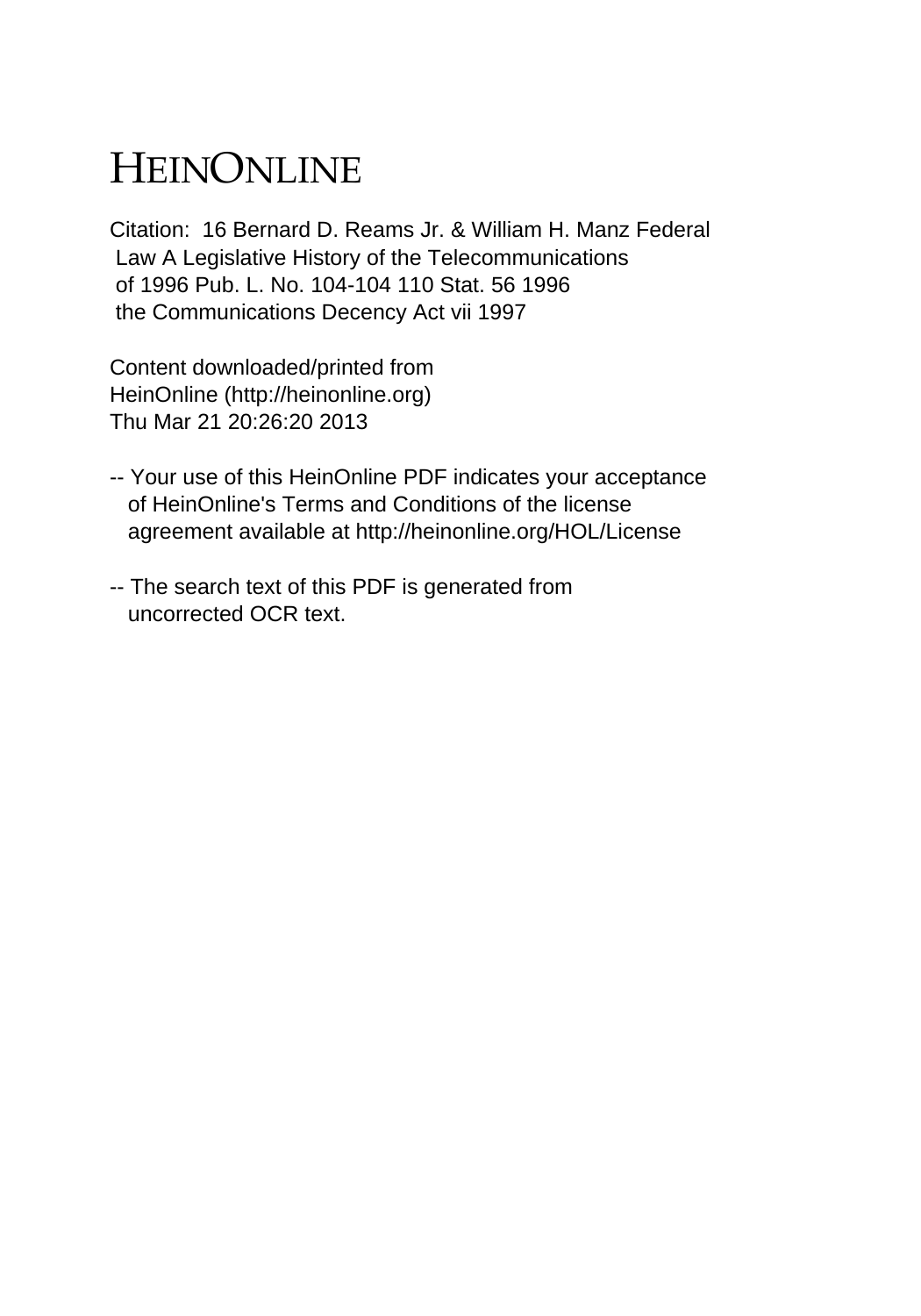# HEINONLINE

Citation: 16 Bernard D. Reams Jr. & William H. Manz Federal Law A Legislative History of the Telecommunications of 1996 Pub. L. No. 104-104 110 Stat. 56 1996 the Communications Decency Act vii 1997

Content downloaded/printed from
HeinOnline (http://heinonline.org)
Thu Mar 21 20:26:20 2013

-- Your use of this HeinOnline PDF indicates your acceptance of HeinOnline's Terms and Conditions of the license agreement available at http://heinonline.org/HOL/License

-- The search text of this PDF is generated from uncorrected OCR text.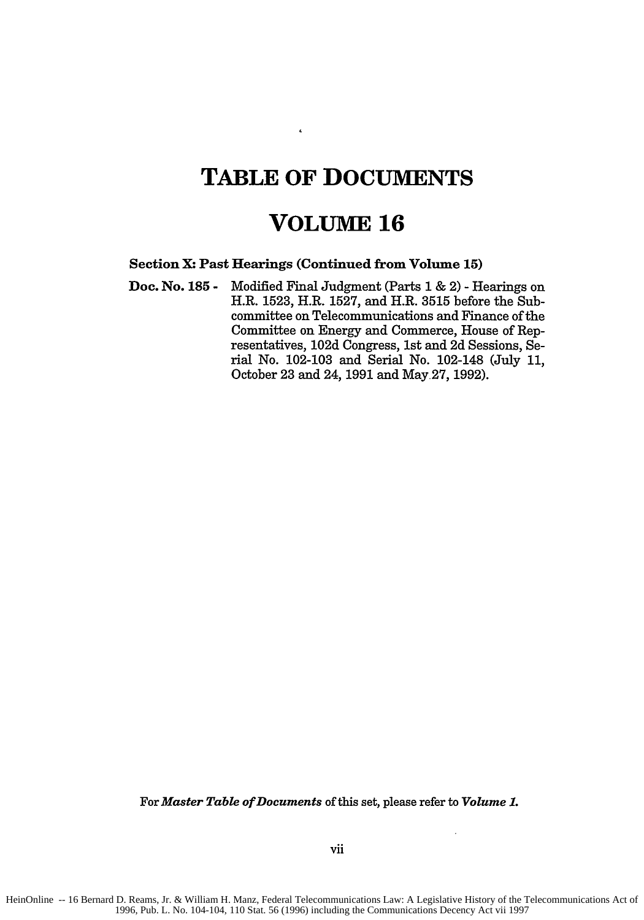# TABLE OF DOCUMENTS

# VOLUME 16

**Section X: Past Hearings (Continued from Volume 15)**

**Doc. No. 185 -** Modified Final Judgment (Parts 1 & 2) - Hearings on H.R. 1523, H.R. 1527, and H.R. 3515 before the Subcommittee on Telecommunications and Finance of the Committee on Energy and Commerce, House of Representatives, 102d Congress, 1st and 2d Sessions, Serial No. 102-103 and Serial No. 102-148 (July 11, October 23 and 24, 1991 and May 27, 1992).

For ***Master Table of Documents*** of this set, please refer to ***Volume 1.***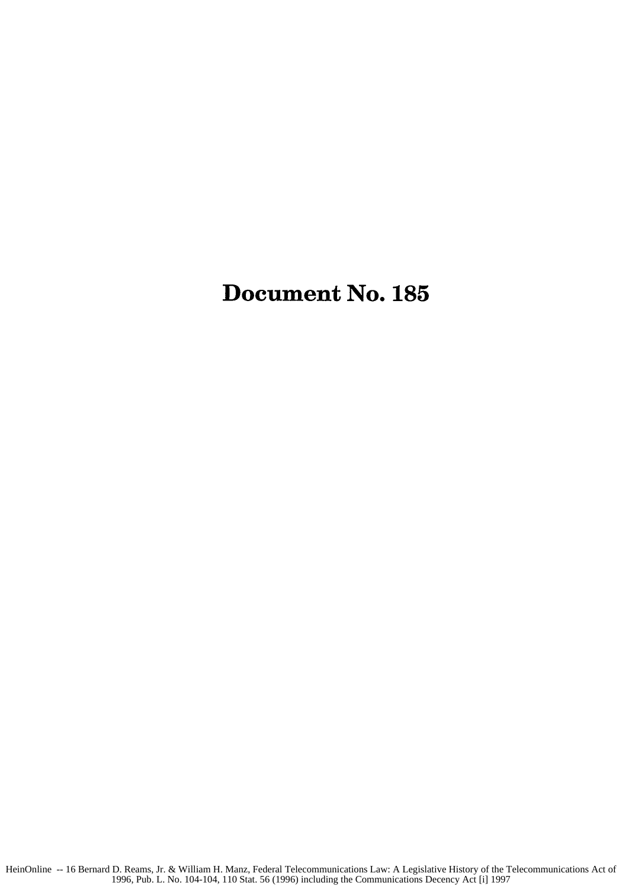# Document No. 185